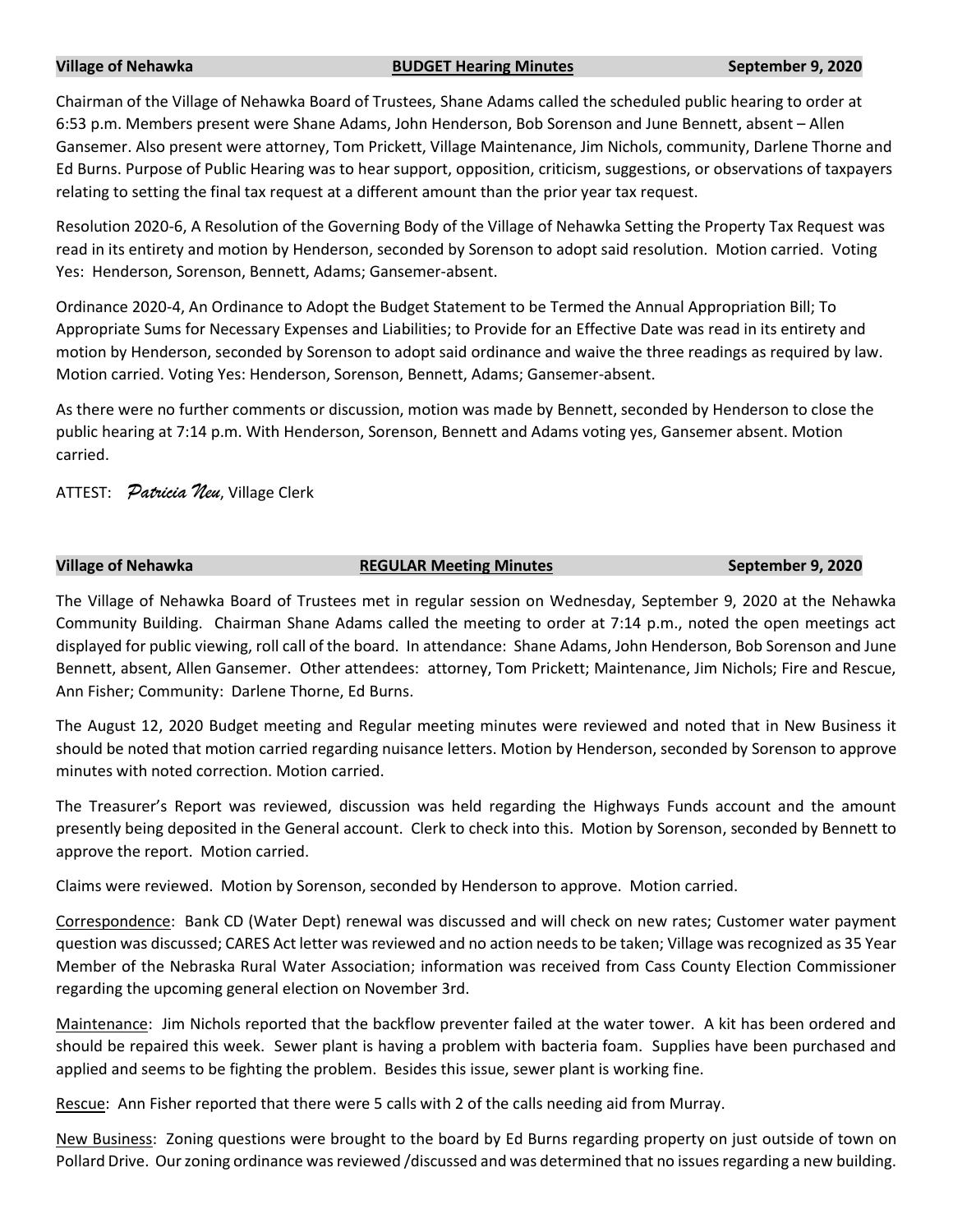**Village of Nehawka** **BUDGET Hearing Minutes** **September 9, 2020**

Chairman of the Village of Nehawka Board of Trustees, Shane Adams called the scheduled public hearing to order at 6:53 p.m. Members present were Shane Adams, John Henderson, Bob Sorenson and June Bennett, absent – Allen Gansemer. Also present were attorney, Tom Prickett, Village Maintenance, Jim Nichols, community, Darlene Thorne and Ed Burns. Purpose of Public Hearing was to hear support, opposition, criticism, suggestions, or observations of taxpayers relating to setting the final tax request at a different amount than the prior year tax request.

Resolution 2020-6, A Resolution of the Governing Body of the Village of Nehawka Setting the Property Tax Request was read in its entirety and motion by Henderson, seconded by Sorenson to adopt said resolution. Motion carried. Voting Yes: Henderson, Sorenson, Bennett, Adams; Gansemer-absent.

Ordinance 2020-4, An Ordinance to Adopt the Budget Statement to be Termed the Annual Appropriation Bill; To Appropriate Sums for Necessary Expenses and Liabilities; to Provide for an Effective Date was read in its entirety and motion by Henderson, seconded by Sorenson to adopt said ordinance and waive the three readings as required by law. Motion carried. Voting Yes: Henderson, Sorenson, Bennett, Adams; Gansemer-absent.

As there were no further comments or discussion, motion was made by Bennett, seconded by Henderson to close the public hearing at 7:14 p.m. With Henderson, Sorenson, Bennett and Adams voting yes, Gansemer absent. Motion carried.

ATTEST: *Patricia Neu*, Village Clerk

**Village of Nehawka** **REGULAR Meeting Minutes** **September 9, 2020**

The Village of Nehawka Board of Trustees met in regular session on Wednesday, September 9, 2020 at the Nehawka Community Building. Chairman Shane Adams called the meeting to order at 7:14 p.m., noted the open meetings act displayed for public viewing, roll call of the board. In attendance: Shane Adams, John Henderson, Bob Sorenson and June Bennett, absent, Allen Gansemer. Other attendees: attorney, Tom Prickett; Maintenance, Jim Nichols; Fire and Rescue, Ann Fisher; Community: Darlene Thorne, Ed Burns.

The August 12, 2020 Budget meeting and Regular meeting minutes were reviewed and noted that in New Business it should be noted that motion carried regarding nuisance letters. Motion by Henderson, seconded by Sorenson to approve minutes with noted correction. Motion carried.

The Treasurer's Report was reviewed, discussion was held regarding the Highways Funds account and the amount presently being deposited in the General account. Clerk to check into this. Motion by Sorenson, seconded by Bennett to approve the report. Motion carried.

Claims were reviewed. Motion by Sorenson, seconded by Henderson to approve. Motion carried.

Correspondence: Bank CD (Water Dept) renewal was discussed and will check on new rates; Customer water payment question was discussed; CARES Act letter was reviewed and no action needs to be taken; Village was recognized as 35 Year Member of the Nebraska Rural Water Association; information was received from Cass County Election Commissioner regarding the upcoming general election on November 3rd.

Maintenance: Jim Nichols reported that the backflow preventer failed at the water tower. A kit has been ordered and should be repaired this week. Sewer plant is having a problem with bacteria foam. Supplies have been purchased and applied and seems to be fighting the problem. Besides this issue, sewer plant is working fine.

Rescue: Ann Fisher reported that there were 5 calls with 2 of the calls needing aid from Murray.

New Business: Zoning questions were brought to the board by Ed Burns regarding property on just outside of town on Pollard Drive. Our zoning ordinance was reviewed /discussed and was determined that no issues regarding a new building.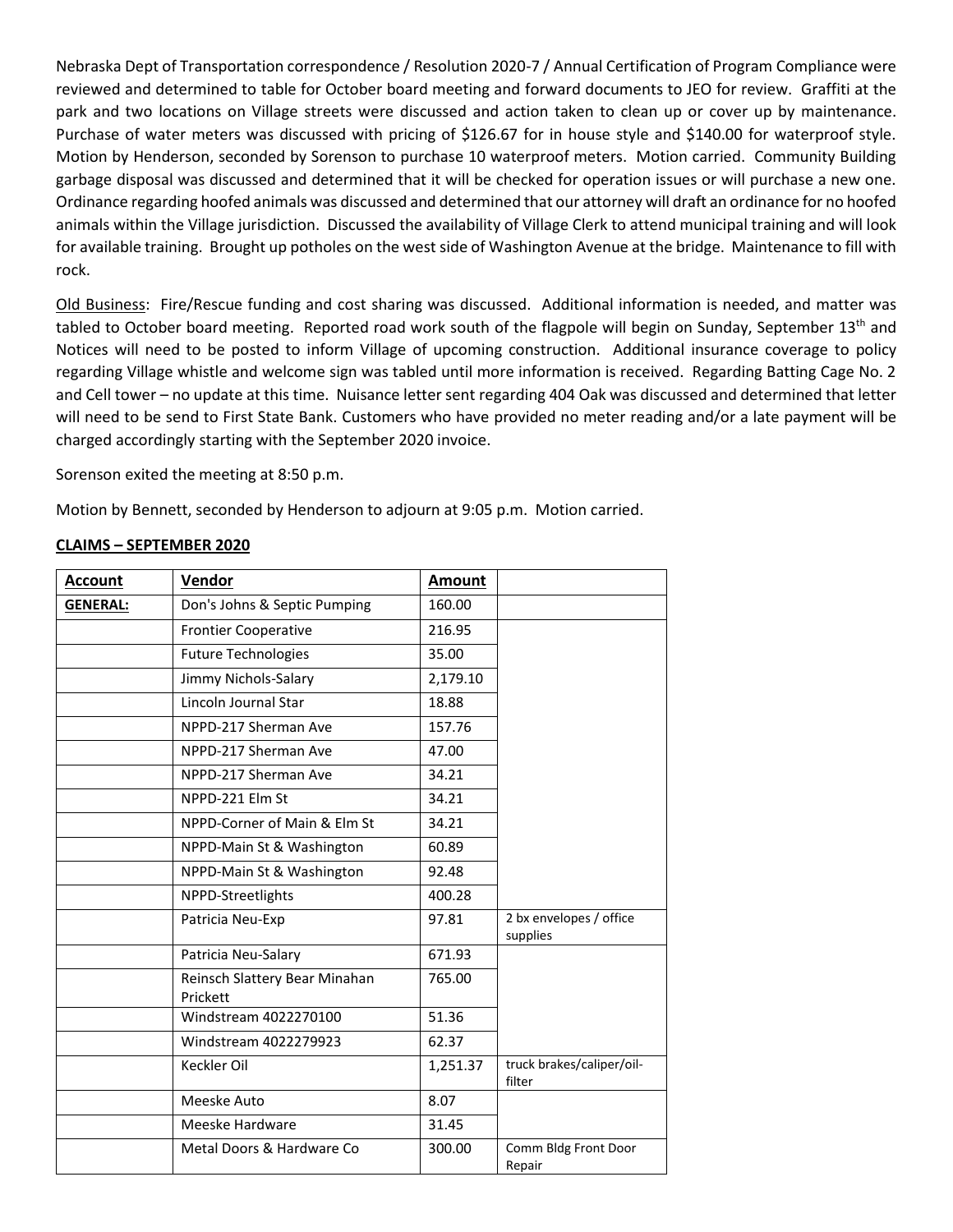Nebraska Dept of Transportation correspondence / Resolution 2020-7 / Annual Certification of Program Compliance were reviewed and determined to table for October board meeting and forward documents to JEO for review. Graffiti at the park and two locations on Village streets were discussed and action taken to clean up or cover up by maintenance. Purchase of water meters was discussed with pricing of $126.67 for in house style and $140.00 for waterproof style. Motion by Henderson, seconded by Sorenson to purchase 10 waterproof meters. Motion carried. Community Building garbage disposal was discussed and determined that it will be checked for operation issues or will purchase a new one. Ordinance regarding hoofed animals was discussed and determined that our attorney will draft an ordinance for no hoofed animals within the Village jurisdiction. Discussed the availability of Village Clerk to attend municipal training and will look for available training. Brought up potholes on the west side of Washington Avenue at the bridge. Maintenance to fill with rock.

Old Business: Fire/Rescue funding and cost sharing was discussed. Additional information is needed, and matter was tabled to October board meeting. Reported road work south of the flagpole will begin on Sunday, September 13th and Notices will need to be posted to inform Village of upcoming construction. Additional insurance coverage to policy regarding Village whistle and welcome sign was tabled until more information is received. Regarding Batting Cage No. 2 and Cell tower – no update at this time. Nuisance letter sent regarding 404 Oak was discussed and determined that letter will need to be send to First State Bank. Customers who have provided no meter reading and/or a late payment will be charged accordingly starting with the September 2020 invoice.

Sorenson exited the meeting at 8:50 p.m.

Motion by Bennett, seconded by Henderson to adjourn at 9:05 p.m. Motion carried.

**CLAIMS – SEPTEMBER 2020**

| **Account** | **Vendor** | **Amount** | |
|---|---|---|---|
| **GENERAL:** | Don's Johns & Septic Pumping | 160.00 | |
| | Frontier Cooperative | 216.95 | |
| | Future Technologies | 35.00 | |
| | Jimmy Nichols-Salary | 2,179.10 | |
| | Lincoln Journal Star | 18.88 | |
| | NPPD-217 Sherman Ave | 157.76 | |
| | NPPD-217 Sherman Ave | 47.00 | |
| | NPPD-217 Sherman Ave | 34.21 | |
| | NPPD-221 Elm St | 34.21 | |
| | NPPD-Corner of Main & Elm St | 34.21 | |
| | NPPD-Main St & Washington | 60.89 | |
| | NPPD-Main St & Washington | 92.48 | |
| | NPPD-Streetlights | 400.28 | |
| | Patricia Neu-Exp | 97.81 | 2 bx envelopes / office supplies |
| | Patricia Neu-Salary | 671.93 | |
| | Reinsch Slattery Bear Minahan Prickett | 765.00 | |
| | Windstream 4022270100 | 51.36 | |
| | Windstream 4022279923 | 62.37 | |
| | Keckler Oil | 1,251.37 | truck brakes/caliper/oil-filter |
| | Meeske Auto | 8.07 | |
| | Meeske Hardware | 31.45 | |
| | Metal Doors & Hardware Co | 300.00 | Comm Bldg Front Door Repair |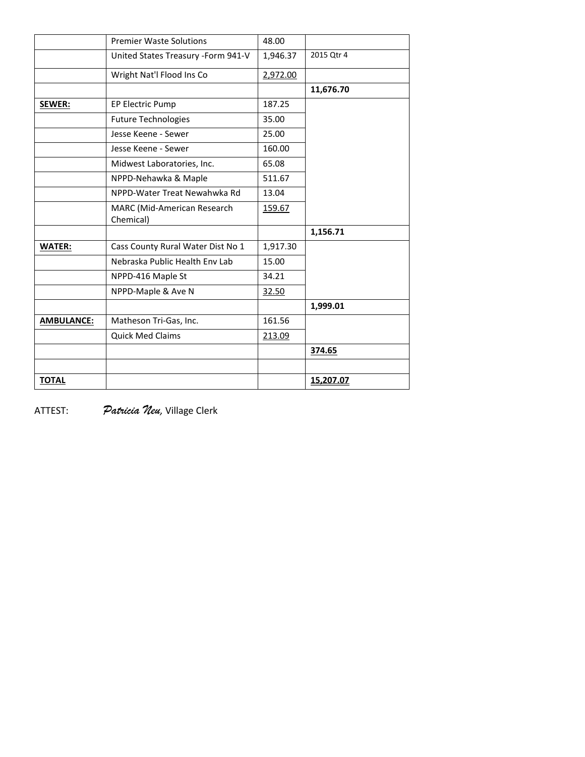| | | | |
|---|---|---|---|
| | Premier Waste Solutions | 48.00 | |
| | United States Treasury -Form 941-V | 1,946.37 | 2015 Qtr 4 |
| | Wright Nat'l Flood Ins Co | 2,972.00 | |
| | | | **11,676.70** |
| **SEWER:** | EP Electric Pump | 187.25 | |
| | Future Technologies | 35.00 | |
| | Jesse Keene - Sewer | 25.00 | |
| | Jesse Keene - Sewer | 160.00 | |
| | Midwest Laboratories, Inc. | 65.08 | |
| | NPPD-Nehawka & Maple | 511.67 | |
| | NPPD-Water Treat Newahwka Rd | 13.04 | |
| | MARC (Mid-American Research Chemical) | 159.67 | |
| | | | **1,156.71** |
| **WATER:** | Cass County Rural Water Dist No 1 | 1,917.30 | |
| | Nebraska Public Health Env Lab | 15.00 | |
| | NPPD-416 Maple St | 34.21 | |
| | NPPD-Maple & Ave N | 32.50 | |
| | | | **1,999.01** |
| **AMBULANCE:** | Matheson Tri-Gas, Inc. | 161.56 | |
| | Quick Med Claims | 213.09 | |
| | | | **374.65** |
| | | | |
| **TOTAL** | | | **15,207.07** |

ATTEST: *Patricia Neu,* Village Clerk